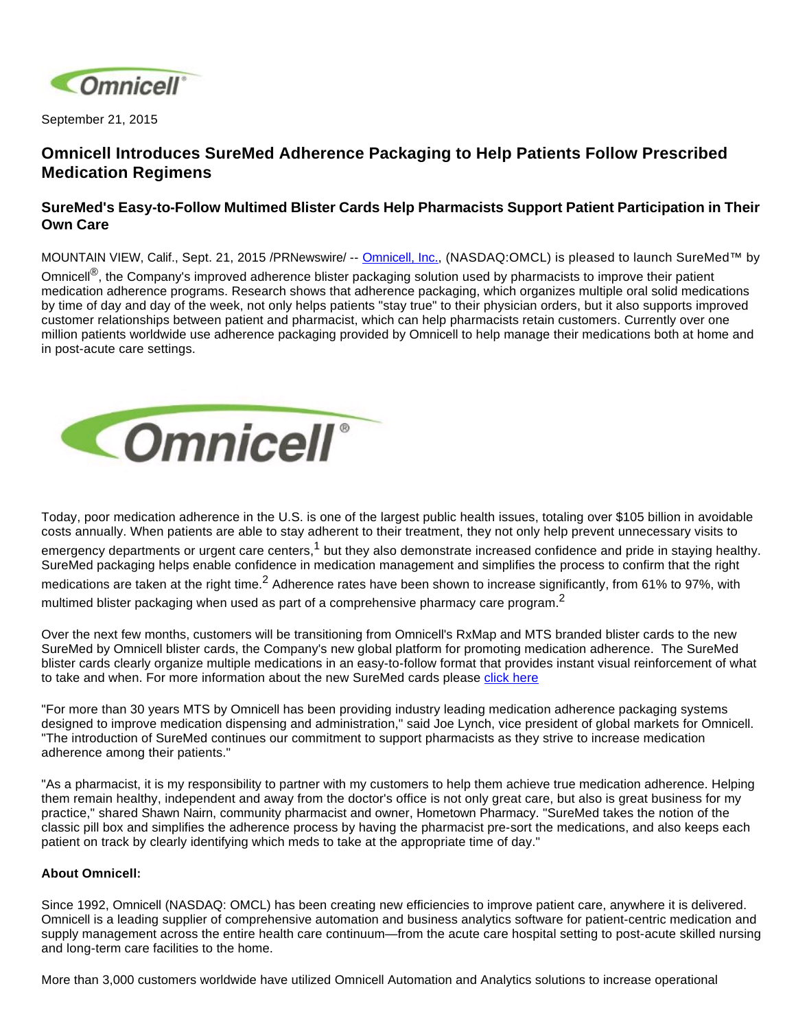September 21, 2015

## Omnicell Introduces SureMed Adherence Packaging to Help Patients Follow Prescribed Medication Regimens

### SureMed's Easy-to-Follow Multimed Blister Cards Help Pharmacists Support Patient Participation in Their Own Care

MOUNTAIN VIEW, Calif., Sept. 21, 2015 /PRNewswire/ -- Omnicell, Inc., (NASDAQ:OMCL) is pleased to launch SureMed™ by Omnicell®, the Company's improved adherence blister packaging solution used by pharmacists to improve their patient medication adherence programs. Research shows that adherence packaging, which organizes multiple oral solid medications by time of day and day of the week, not only helps patients "stay true" to their physician orders, but it also supports improved customer relationships between patient and pharmacist, which can help pharmacists retain customers. Currently over one million patients worldwide use adherence packaging provided by Omnicell to help manage their medications both at home and in post-acute care settings.

Today, poor medication adherence in the U.S. is one of the largest public health issues, totaling over $105 billion in avoidable costs annually. When patients are able to stay adherent to their treatment, they not only help prevent unnecessary visits to emergency departments or urgent care centers,[1] but they also demonstrate increased confidence and pride in staying healthy. SureMed packaging helps enable confidence in medication management and simplifies the process to confirm that the right medications are taken at the right time.[2] Adherence rates have been shown to increase significantly, from 61% to 97%, with multimed blister packaging when used as part of a comprehensive pharmacy care program.[2]

Over the next few months, customers will be transitioning from Omnicell's RxMap and MTS branded blister cards to the new SureMed by Omnicell blister cards, the Company's new global platform for promoting medication adherence. The SureMed blister cards clearly organize multiple medications in an easy-to-follow format that provides instant visual reinforcement of what to take and when. For more information about the new SureMed cards please click here

"For more than 30 years MTS by Omnicell has been providing industry leading medication adherence packaging systems designed to improve medication dispensing and administration," said Joe Lynch, vice president of global markets for Omnicell. "The introduction of SureMed continues our commitment to support pharmacists as they strive to increase medication adherence among their patients."

"As a pharmacist, it is my responsibility to partner with my customers to help them achieve true medication adherence. Helping them remain healthy, independent and away from the doctor's office is not only great care, but also is great business for my practice," shared Shawn Nairn, community pharmacist and owner, Hometown Pharmacy. "SureMed takes the notion of the classic pill box and simplifies the adherence process by having the pharmacist pre-sort the medications, and also keeps each patient on track by clearly identifying which meds to take at the appropriate time of day."

**About Omnicell:**

Since 1992, Omnicell (NASDAQ: OMCL) has been creating new efficiencies to improve patient care, anywhere it is delivered. Omnicell is a leading supplier of comprehensive automation and business analytics software for patient-centric medication and supply management across the entire health care continuum—from the acute care hospital setting to post-acute skilled nursing and long-term care facilities to the home.

More than 3,000 customers worldwide have utilized Omnicell Automation and Analytics solutions to increase operational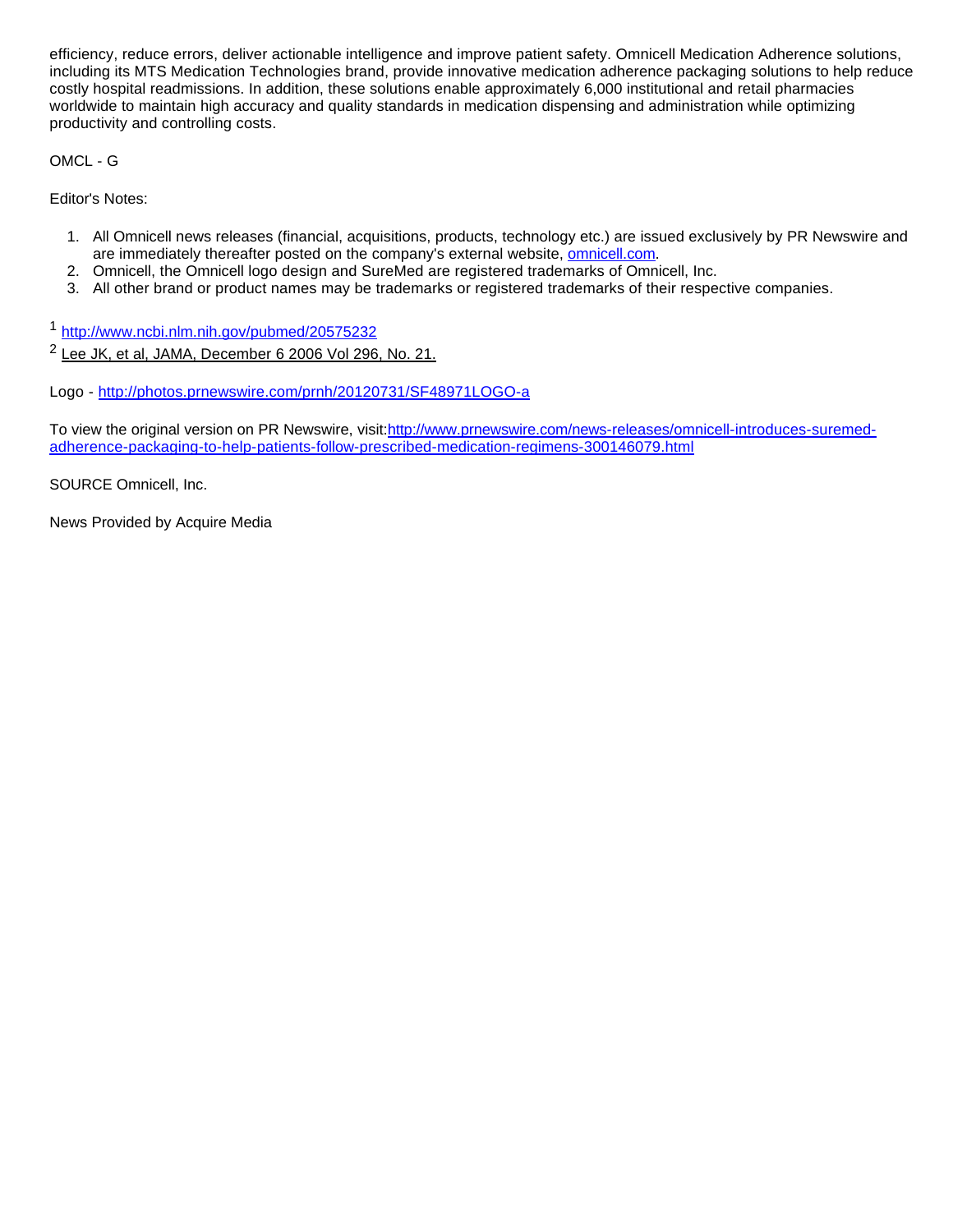efficiency, reduce errors, deliver actionable intelligence and improve patient safety. Omnicell Medication Adherence solutions, including its MTS Medication Technologies brand, provide innovative medication adherence packaging solutions to help reduce costly hospital readmissions. In addition, these solutions enable approximately 6,000 institutional and retail pharmacies worldwide to maintain high accuracy and quality standards in medication dispensing and administration while optimizing productivity and controlling costs.

OMCL - G

Editor's Notes:

1. All Omnicell news releases (financial, acquisitions, products, technology etc.) are issued exclusively by PR Newswire and are immediately thereafter posted on the company's external website, omnicell.com.
2. Omnicell, the Omnicell logo design and SureMed are registered trademarks of Omnicell, Inc.
3. All other brand or product names may be trademarks or registered trademarks of their respective companies.

[1] http://www.ncbi.nlm.nih.gov/pubmed/20575232

[2] Lee JK, et al, JAMA, December 6 2006 Vol 296, No. 21.

Logo - http://photos.prnewswire.com/prnh/20120731/SF48971LOGO-a

To view the original version on PR Newswire, visit:http://www.prnewswire.com/news-releases/omnicell-introduces-suremed-adherence-packaging-to-help-patients-follow-prescribed-medication-regimens-300146079.html

SOURCE Omnicell, Inc.

News Provided by Acquire Media